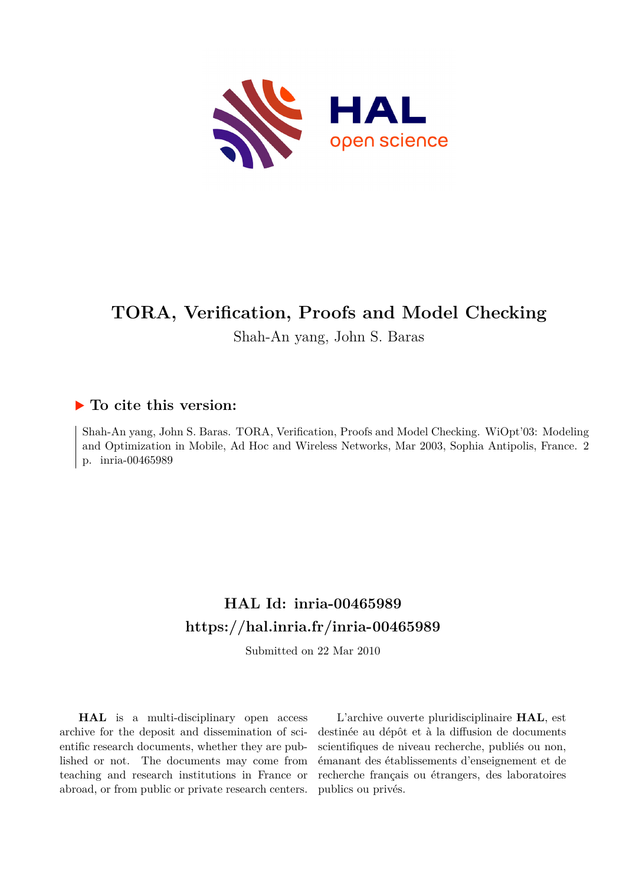# TORA, Verification, Proofs and Model Checking

Shah-An yang, John S. Baras

## ▶ To cite this version:

Shah-An yang, John S. Baras. TORA, Verification, Proofs and Model Checking. WiOpt'03: Modeling and Optimization in Mobile, Ad Hoc and Wireless Networks, Mar 2003, Sophia Antipolis, France. 2 p. inria-00465989

## HAL Id: inria-00465989

## https://hal.inria.fr/inria-00465989

Submitted on 22 Mar 2010

**HAL** is a multi-disciplinary open access archive for the deposit and dissemination of scientific research documents, whether they are published or not. The documents may come from teaching and research institutions in France or abroad, or from public or private research centers.

L'archive ouverte pluridisciplinaire **HAL**, est destinée au dépôt et à la diffusion de documents scientifiques de niveau recherche, publiés ou non, émanant des établissements d'enseignement et de recherche français ou étrangers, des laboratoires publics ou privés.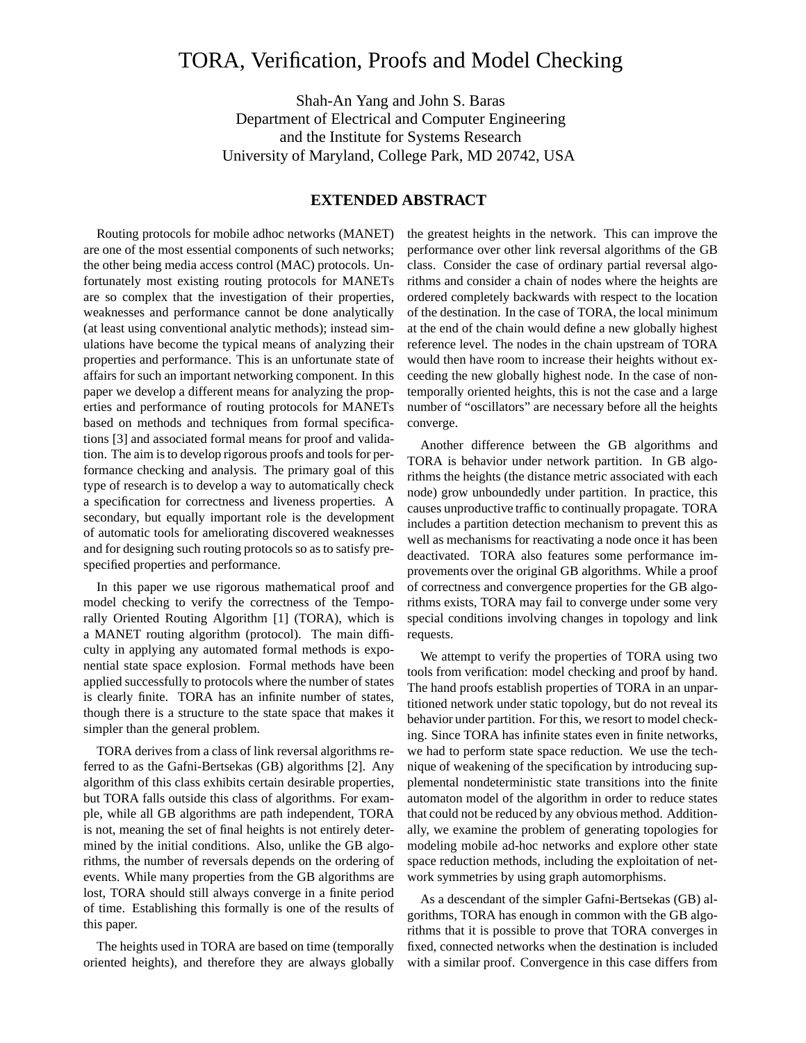# TORA, Verification, Proofs and Model Checking

Shah-An Yang and John S. Baras
Department of Electrical and Computer Engineering
and the Institute for Systems Research
University of Maryland, College Park, MD 20742, USA

## EXTENDED ABSTRACT

Routing protocols for mobile adhoc networks (MANET) are one of the most essential components of such networks; the other being media access control (MAC) protocols. Unfortunately most existing routing protocols for MANETs are so complex that the investigation of their properties, weaknesses and performance cannot be done analytically (at least using conventional analytic methods); instead simulations have become the typical means of analyzing their properties and performance. This is an unfortunate state of affairs for such an important networking component. In this paper we develop a different means for analyzing the properties and performance of routing protocols for MANETs based on methods and techniques from formal specifications [3] and associated formal means for proof and validation. The aim is to develop rigorous proofs and tools for performance checking and analysis. The primary goal of this type of research is to develop a way to automatically check a specification for correctness and liveness properties. A secondary, but equally important role is the development of automatic tools for ameliorating discovered weaknesses and for designing such routing protocols so as to satisfy pre-specified properties and performance.

In this paper we use rigorous mathematical proof and model checking to verify the correctness of the Temporally Oriented Routing Algorithm [1] (TORA), which is a MANET routing algorithm (protocol). The main difficulty in applying any automated formal methods is exponential state space explosion. Formal methods have been applied successfully to protocols where the number of states is clearly finite. TORA has an infinite number of states, though there is a structure to the state space that makes it simpler than the general problem.

TORA derives from a class of link reversal algorithms referred to as the Gafni-Bertsekas (GB) algorithms [2]. Any algorithm of this class exhibits certain desirable properties, but TORA falls outside this class of algorithms. For example, while all GB algorithms are path independent, TORA is not, meaning the set of final heights is not entirely determined by the initial conditions. Also, unlike the GB algorithms, the number of reversals depends on the ordering of events. While many properties from the GB algorithms are lost, TORA should still always converge in a finite period of time. Establishing this formally is one of the results of this paper.

The heights used in TORA are based on time (temporally oriented heights), and therefore they are always globally the greatest heights in the network. This can improve the performance over other link reversal algorithms of the GB class. Consider the case of ordinary partial reversal algorithms and consider a chain of nodes where the heights are ordered completely backwards with respect to the location of the destination. In the case of TORA, the local minimum at the end of the chain would define a new globally highest reference level. The nodes in the chain upstream of TORA would then have room to increase their heights without exceeding the new globally highest node. In the case of non-temporally oriented heights, this is not the case and a large number of "oscillators" are necessary before all the heights converge.

Another difference between the GB algorithms and TORA is behavior under network partition. In GB algorithms the heights (the distance metric associated with each node) grow unboundedly under partition. In practice, this causes unproductive traffic to continually propagate. TORA includes a partition detection mechanism to prevent this as well as mechanisms for reactivating a node once it has been deactivated. TORA also features some performance improvements over the original GB algorithms. While a proof of correctness and convergence properties for the GB algorithms exists, TORA may fail to converge under some very special conditions involving changes in topology and link requests.

We attempt to verify the properties of TORA using two tools from verification: model checking and proof by hand. The hand proofs establish properties of TORA in an unpartitioned network under static topology, but do not reveal its behavior under partition. For this, we resort to model checking. Since TORA has infinite states even in finite networks, we had to perform state space reduction. We use the technique of weakening of the specification by introducing supplemental nondeterministic state transitions into the finite automaton model of the algorithm in order to reduce states that could not be reduced by any obvious method. Additionally, we examine the problem of generating topologies for modeling mobile ad-hoc networks and explore other state space reduction methods, including the exploitation of network symmetries by using graph automorphisms.

As a descendant of the simpler Gafni-Bertsekas (GB) algorithms, TORA has enough in common with the GB algorithms that it is possible to prove that TORA converges in fixed, connected networks when the destination is included with a similar proof. Convergence in this case differs from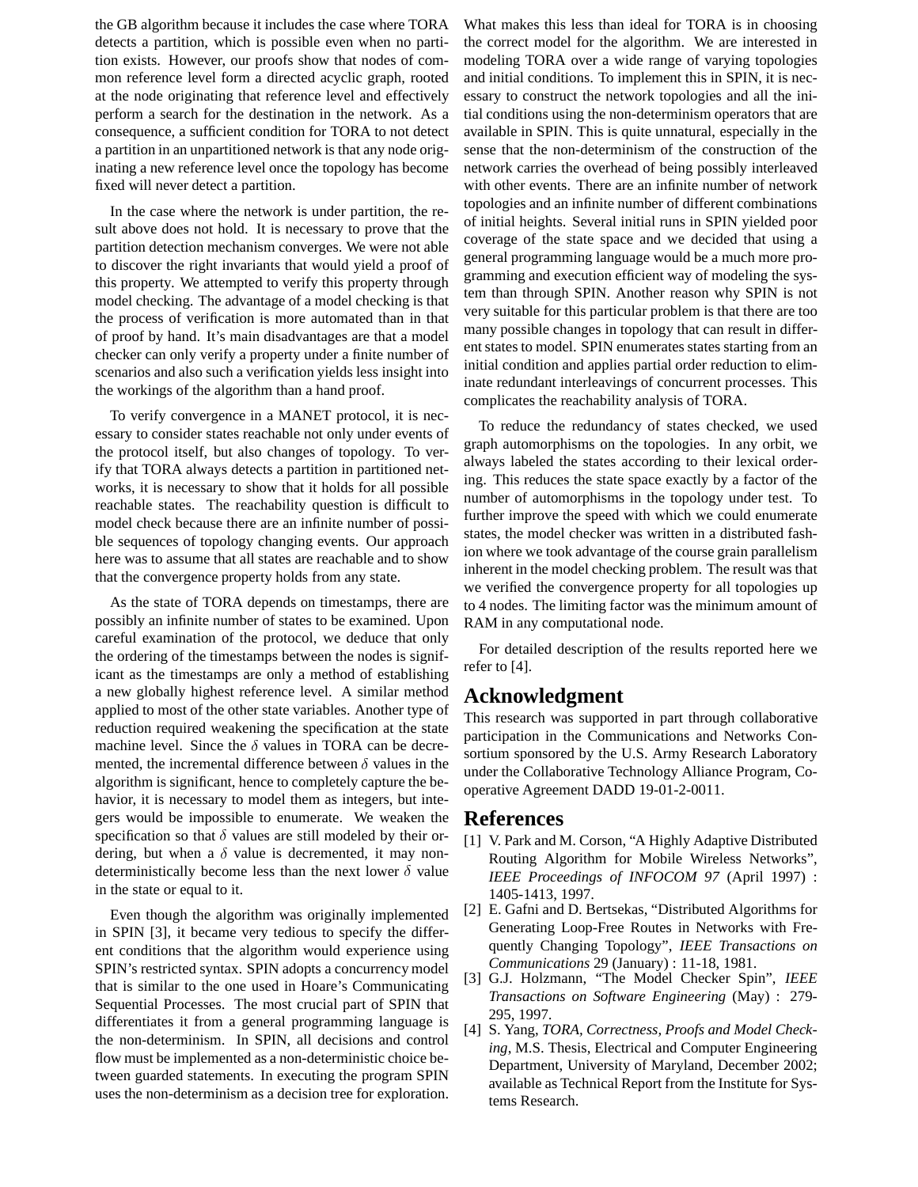the GB algorithm because it includes the case where TORA detects a partition, which is possible even when no partition exists. However, our proofs show that nodes of common reference level form a directed acyclic graph, rooted at the node originating that reference level and effectively perform a search for the destination in the network. As a consequence, a sufficient condition for TORA to not detect a partition in an unpartitioned network is that any node originating a new reference level once the topology has become fixed will never detect a partition.

In the case where the network is under partition, the result above does not hold. It is necessary to prove that the partition detection mechanism converges. We were not able to discover the right invariants that would yield a proof of this property. We attempted to verify this property through model checking. The advantage of a model checking is that the process of verification is more automated than in that of proof by hand. It's main disadvantages are that a model checker can only verify a property under a finite number of scenarios and also such a verification yields less insight into the workings of the algorithm than a hand proof.

To verify convergence in a MANET protocol, it is necessary to consider states reachable not only under events of the protocol itself, but also changes of topology. To verify that TORA always detects a partition in partitioned networks, it is necessary to show that it holds for all possible reachable states. The reachability question is difficult to model check because there are an infinite number of possible sequences of topology changing events. Our approach here was to assume that all states are reachable and to show that the convergence property holds from any state.

As the state of TORA depends on timestamps, there are possibly an infinite number of states to be examined. Upon careful examination of the protocol, we deduce that only the ordering of the timestamps between the nodes is significant as the timestamps are only a method of establishing a new globally highest reference level. A similar method applied to most of the other state variables. Another type of reduction required weakening the specification at the state machine level. Since the $\delta$ values in TORA can be decremented, the incremental difference between $\delta$ values in the algorithm is significant, hence to completely capture the behavior, it is necessary to model them as integers, but integers would be impossible to enumerate. We weaken the specification so that $\delta$ values are still modeled by their ordering, but when a $\delta$ value is decremented, it may nondeterministically become less than the next lower $\delta$ value in the state or equal to it.

Even though the algorithm was originally implemented in SPIN [3], it became very tedious to specify the different conditions that the algorithm would experience using SPIN's restricted syntax. SPIN adopts a concurrency model that is similar to the one used in Hoare's Communicating Sequential Processes. The most crucial part of SPIN that differentiates it from a general programming language is the non-determinism. In SPIN, all decisions and control flow must be implemented as a non-deterministic choice between guarded statements. In executing the program SPIN uses the non-determinism as a decision tree for exploration. What makes this less than ideal for TORA is in choosing the correct model for the algorithm. We are interested in modeling TORA over a wide range of varying topologies and initial conditions. To implement this in SPIN, it is necessary to construct the network topologies and all the initial conditions using the non-determinism operators that are available in SPIN. This is quite unnatural, especially in the sense that the non-determinism of the construction of the network carries the overhead of being possibly interleaved with other events. There are an infinite number of network topologies and an infinite number of different combinations of initial heights. Several initial runs in SPIN yielded poor coverage of the state space and we decided that using a general programming language would be a much more programming and execution efficient way of modeling the system than through SPIN. Another reason why SPIN is not very suitable for this particular problem is that there are too many possible changes in topology that can result in different states to model. SPIN enumerates states starting from an initial condition and applies partial order reduction to eliminate redundant interleavings of concurrent processes. This complicates the reachability analysis of TORA.

To reduce the redundancy of states checked, we used graph automorphisms on the topologies. In any orbit, we always labeled the states according to their lexical ordering. This reduces the state space exactly by a factor of the number of automorphisms in the topology under test. To further improve the speed with which we could enumerate states, the model checker was written in a distributed fashion where we took advantage of the course grain parallelism inherent in the model checking problem. The result was that we verified the convergence property for all topologies up to 4 nodes. The limiting factor was the minimum amount of RAM in any computational node.

For detailed description of the results reported here we refer to [4].

# Acknowledgment

This research was supported in part through collaborative participation in the Communications and Networks Consortium sponsored by the U.S. Army Research Laboratory under the Collaborative Technology Alliance Program, Cooperative Agreement DADD 19-01-2-0011.

# References

[1] V. Park and M. Corson, "A Highly Adaptive Distributed Routing Algorithm for Mobile Wireless Networks", *IEEE Proceedings of INFOCOM 97* (April 1997) : 1405-1413, 1997.

[2] E. Gafni and D. Bertsekas, "Distributed Algorithms for Generating Loop-Free Routes in Networks with Frequently Changing Topology", *IEEE Transactions on Communications* 29 (January) : 11-18, 1981.

[3] G.J. Holzmann, "The Model Checker Spin", *IEEE Transactions on Software Engineering* (May) : 279-295, 1997.

[4] S. Yang, *TORA, Correctness, Proofs and Model Checking*, M.S. Thesis, Electrical and Computer Engineering Department, University of Maryland, December 2002; available as Technical Report from the Institute for Systems Research.